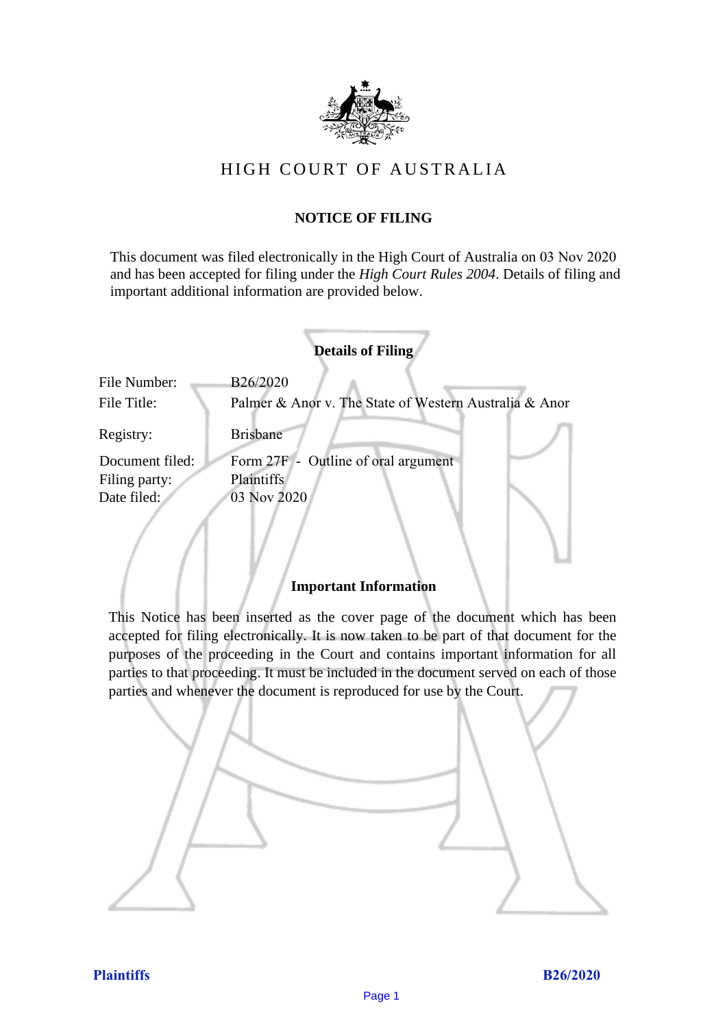# HIGH COURT OF AUSTRALIA

## NOTICE OF FILING

This document was filed electronically in the High Court of Australia on 03 Nov 2020 and has been accepted for filing under the *High Court Rules 2004*. Details of filing and important additional information are provided below.

### Details of Filing

| | |
|---|---|
| File Number: | B26/2020 |
| File Title: | Palmer & Anor v. The State of Western Australia & Anor |
| Registry: | Brisbane |
| Document filed: | Form 27F - Outline of oral argument |
| Filing party: | Plaintiffs |
| Date filed: | 03 Nov 2020 |

### Important Information

This Notice has been inserted as the cover page of the document which has been accepted for filing electronically. It is now taken to be part of that document for the purposes of the proceeding in the Court and contains important information for all parties to that proceeding. It must be included in the document served on each of those parties and whenever the document is reproduced for use by the Court.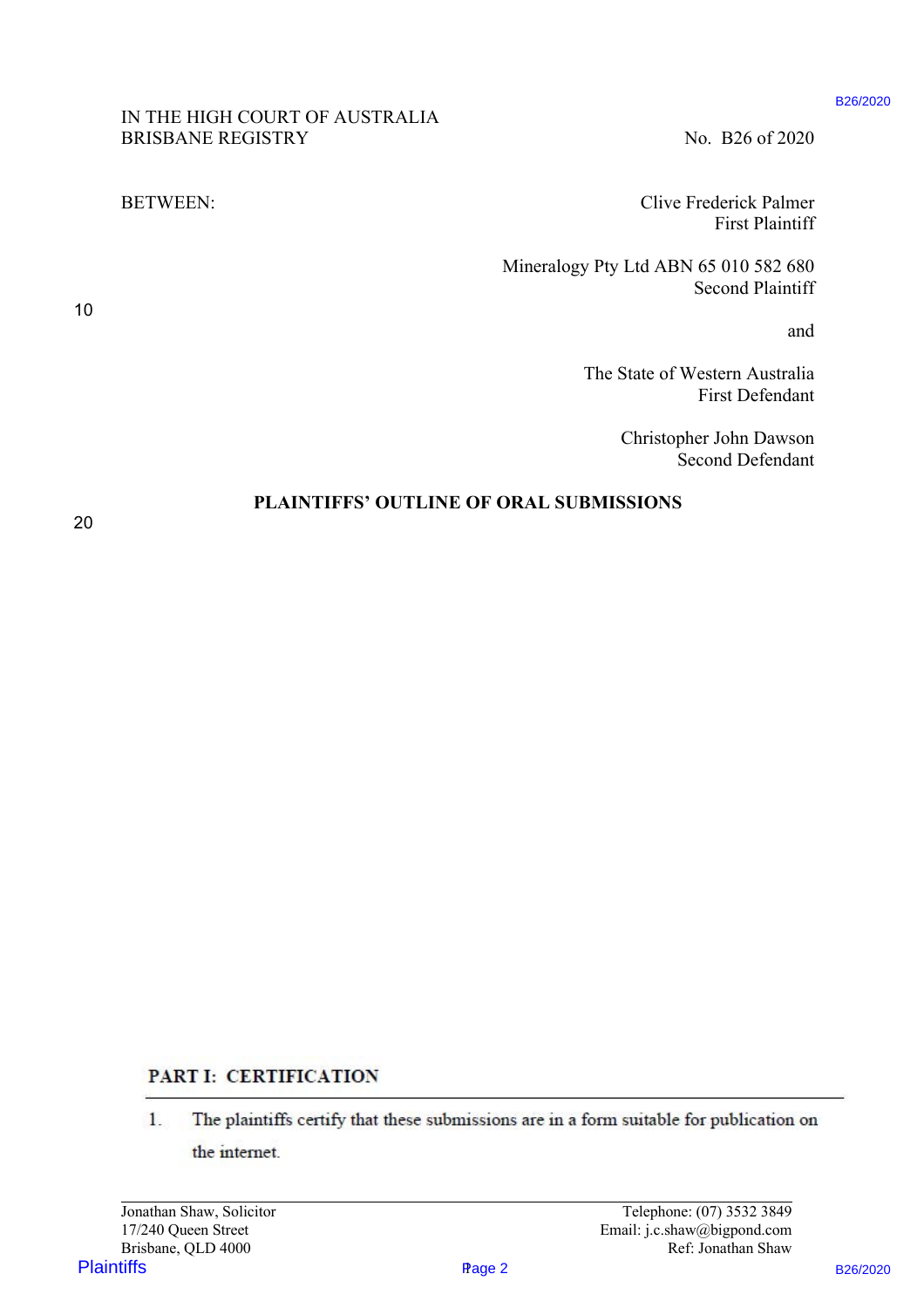IN THE HIGH COURT OF AUSTRALIA
BRISBANE REGISTRY

No. B26 of 2020

BETWEEN:

Clive Frederick Palmer
First Plaintiff

Mineralogy Pty Ltd ABN 65 010 582 680
Second Plaintiff

and

The State of Western Australia
First Defendant

Christopher John Dawson
Second Defendant

**PLAINTIFFS' OUTLINE OF ORAL SUBMISSIONS**

## PART I: CERTIFICATION

1. The plaintiffs certify that these submissions are in a form suitable for publication on the internet.

Jonathan Shaw, Solicitor
17/240 Queen Street
Brisbane, QLD 4000

Telephone: (07) 3532 3849
Email: j.c.shaw@bigpond.com
Ref: Jonathan Shaw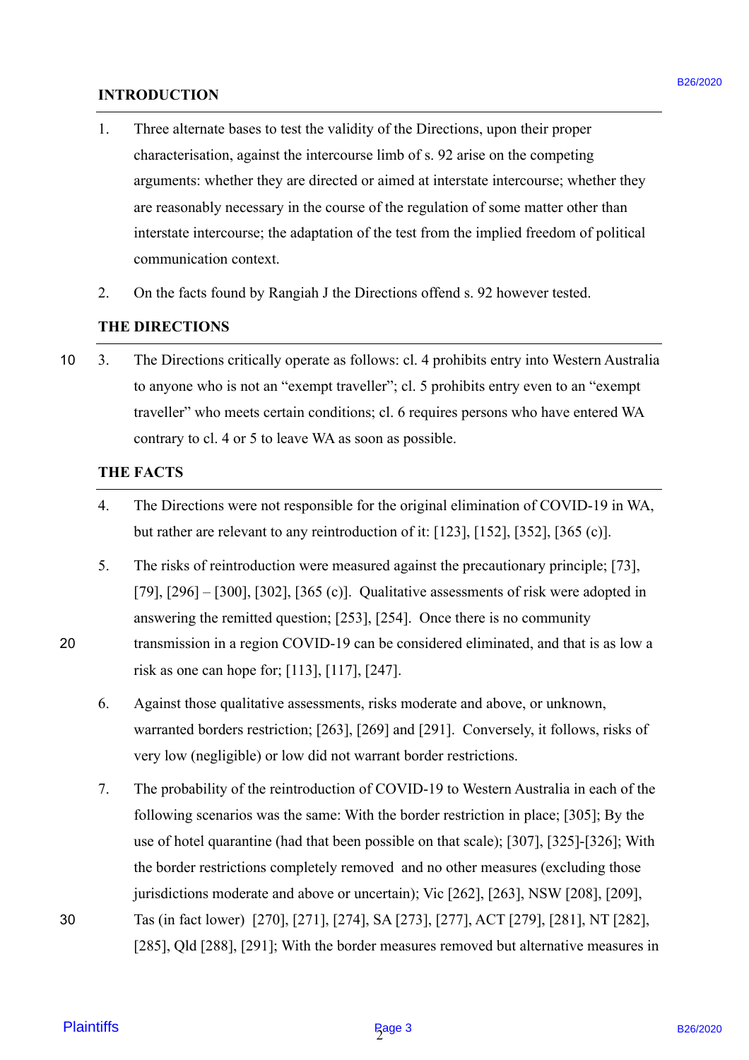## INTRODUCTION

1. Three alternate bases to test the validity of the Directions, upon their proper characterisation, against the intercourse limb of s. 92 arise on the competing arguments: whether they are directed or aimed at interstate intercourse; whether they are reasonably necessary in the course of the regulation of some matter other than interstate intercourse; the adaptation of the test from the implied freedom of political communication context.

2. On the facts found by Rangiah J the Directions offend s. 92 however tested.

## THE DIRECTIONS

3. The Directions critically operate as follows: cl. 4 prohibits entry into Western Australia to anyone who is not an "exempt traveller"; cl. 5 prohibits entry even to an "exempt traveller" who meets certain conditions; cl. 6 requires persons who have entered WA contrary to cl. 4 or 5 to leave WA as soon as possible.

## THE FACTS

4. The Directions were not responsible for the original elimination of COVID-19 in WA, but rather are relevant to any reintroduction of it: [123], [152], [352], [365 (c)].

5. The risks of reintroduction were measured against the precautionary principle; [73], [79], [296] – [300], [302], [365 (c)]. Qualitative assessments of risk were adopted in answering the remitted question; [253], [254]. Once there is no community transmission in a region COVID-19 can be considered eliminated, and that is as low a risk as one can hope for; [113], [117], [247].

6. Against those qualitative assessments, risks moderate and above, or unknown, warranted borders restriction; [263], [269] and [291]. Conversely, it follows, risks of very low (negligible) or low did not warrant border restrictions.

7. The probability of the reintroduction of COVID-19 to Western Australia in each of the following scenarios was the same: With the border restriction in place; [305]; By the use of hotel quarantine (had that been possible on that scale); [307], [325]-[326]; With the border restrictions completely removed and no other measures (excluding those jurisdictions moderate and above or uncertain); Vic [262], [263], NSW [208], [209], Tas (in fact lower) [270], [271], [274], SA [273], [277], ACT [279], [281], NT [282], [285], Qld [288], [291]; With the border measures removed but alternative measures in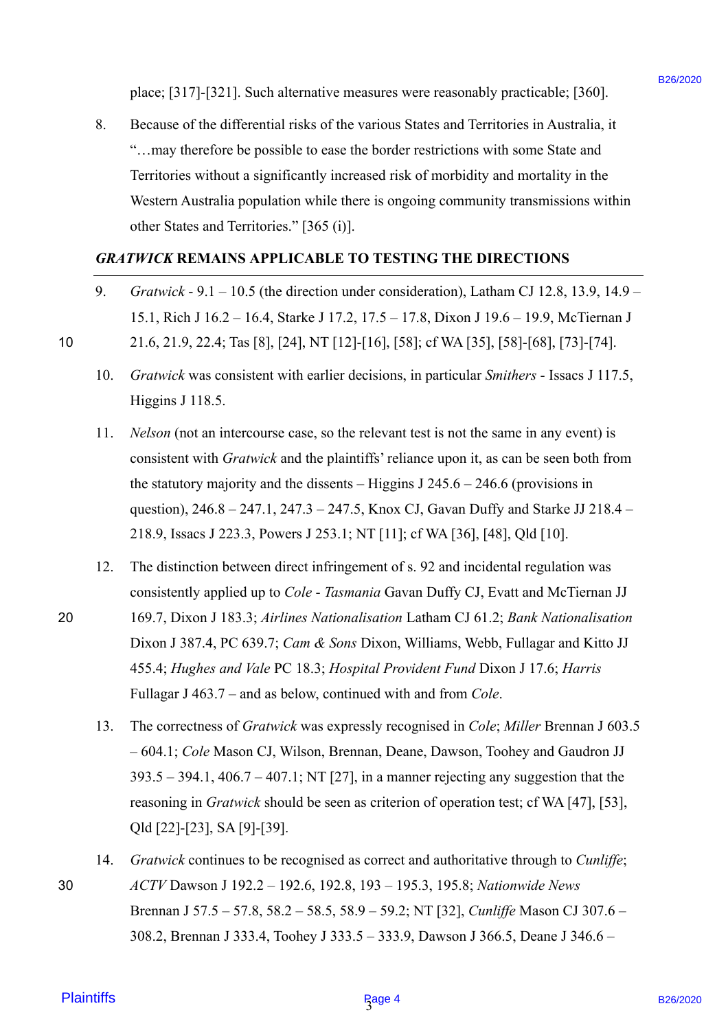place; [317]-[321]. Such alternative measures were reasonably practicable; [360].

8. Because of the differential risks of the various States and Territories in Australia, it "…may therefore be possible to ease the border restrictions with some State and Territories without a significantly increased risk of morbidity and mortality in the Western Australia population while there is ongoing community transmissions within other States and Territories." [365 (i)].

## *GRATWICK* REMAINS APPLICABLE TO TESTING THE DIRECTIONS

9. *Gratwick* - 9.1 – 10.5 (the direction under consideration), Latham CJ 12.8, 13.9, 14.9 – 15.1, Rich J 16.2 – 16.4, Starke J 17.2, 17.5 – 17.8, Dixon J 19.6 – 19.9, McTiernan J 21.6, 21.9, 22.4; Tas [8], [24], NT [12]-[16], [58]; cf WA [35], [58]-[68], [73]-[74].

10. *Gratwick* was consistent with earlier decisions, in particular *Smithers* - Issacs J 117.5, Higgins J 118.5.

11. *Nelson* (not an intercourse case, so the relevant test is not the same in any event) is consistent with *Gratwick* and the plaintiffs' reliance upon it, as can be seen both from the statutory majority and the dissents – Higgins J 245.6 – 246.6 (provisions in question), 246.8 – 247.1, 247.3 – 247.5, Knox CJ, Gavan Duffy and Starke JJ 218.4 – 218.9, Issacs J 223.3, Powers J 253.1; NT [11]; cf WA [36], [48], Qld [10].

12. The distinction between direct infringement of s. 92 and incidental regulation was consistently applied up to *Cole* - *Tasmania* Gavan Duffy CJ, Evatt and McTiernan JJ 169.7, Dixon J 183.3; *Airlines Nationalisation* Latham CJ 61.2; *Bank Nationalisation* Dixon J 387.4, PC 639.7; *Cam & Sons* Dixon, Williams, Webb, Fullagar and Kitto JJ 455.4; *Hughes and Vale* PC 18.3; *Hospital Provident Fund* Dixon J 17.6; *Harris* Fullagar J 463.7 – and as below, continued with and from *Cole*.

13. The correctness of *Gratwick* was expressly recognised in *Cole*; *Miller* Brennan J 603.5 – 604.1; *Cole* Mason CJ, Wilson, Brennan, Deane, Dawson, Toohey and Gaudron JJ 393.5 – 394.1, 406.7 – 407.1; NT [27], in a manner rejecting any suggestion that the reasoning in *Gratwick* should be seen as criterion of operation test; cf WA [47], [53], Qld [22]-[23], SA [9]-[39].

14. *Gratwick* continues to be recognised as correct and authoritative through to *Cunliffe*; *ACTV* Dawson J 192.2 – 192.6, 192.8, 193 – 195.3, 195.8; *Nationwide News* Brennan J 57.5 – 57.8, 58.2 – 58.5, 58.9 – 59.2; NT [32], *Cunliffe* Mason CJ 307.6 – 308.2, Brennan J 333.4, Toohey J 333.5 – 333.9, Dawson J 366.5, Deane J 346.6 –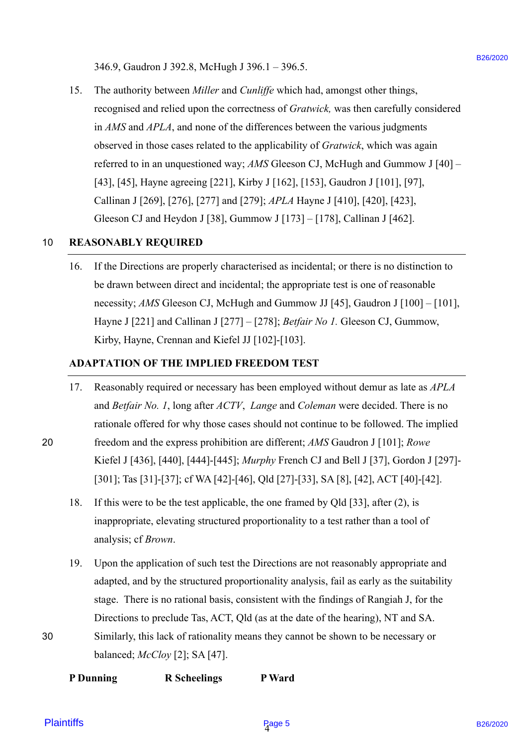346.9, Gaudron J 392.8, McHugh J 396.1 – 396.5.

15. The authority between *Miller* and *Cunliffe* which had, amongst other things, recognised and relied upon the correctness of *Gratwick,* was then carefully considered in *AMS* and *APLA*, and none of the differences between the various judgments observed in those cases related to the applicability of *Gratwick*, which was again referred to in an unquestioned way; *AMS* Gleeson CJ, McHugh and Gummow J [40] – [43], [45], Hayne agreeing [221], Kirby J [162], [153], Gaudron J [101], [97], Callinan J [269], [276], [277] and [279]; *APLA* Hayne J [410], [420], [423], Gleeson CJ and Heydon J [38], Gummow J [173] – [178], Callinan J [462].

## REASONABLY REQUIRED

16. If the Directions are properly characterised as incidental; or there is no distinction to be drawn between direct and incidental; the appropriate test is one of reasonable necessity; *AMS* Gleeson CJ, McHugh and Gummow JJ [45], Gaudron J [100] – [101], Hayne J [221] and Callinan J [277] – [278]; *Betfair No 1.* Gleeson CJ, Gummow, Kirby, Hayne, Crennan and Kiefel JJ [102]-[103].

## ADAPTATION OF THE IMPLIED FREEDOM TEST

17. Reasonably required or necessary has been employed without demur as late as *APLA* and *Betfair No. 1*, long after *ACTV*, *Lange* and *Coleman* were decided. There is no rationale offered for why those cases should not continue to be followed. The implied freedom and the express prohibition are different; *AMS* Gaudron J [101]; *Rowe* Kiefel J [436], [440], [444]-[445]; *Murphy* French CJ and Bell J [37], Gordon J [297]-[301]; Tas [31]-[37]; cf WA [42]-[46], Qld [27]-[33], SA [8], [42], ACT [40]-[42].

18. If this were to be the test applicable, the one framed by Qld [33], after (2), is inappropriate, elevating structured proportionality to a test rather than a tool of analysis; cf *Brown*.

19. Upon the application of such test the Directions are not reasonably appropriate and adapted, and by the structured proportionality analysis, fail as early as the suitability stage. There is no rational basis, consistent with the findings of Rangiah J, for the Directions to preclude Tas, ACT, Qld (as at the date of the hearing), NT and SA. Similarly, this lack of rationality means they cannot be shown to be necessary or balanced; *McCloy* [2]; SA [47].

**P Dunning** **R Scheelings** **P Ward**